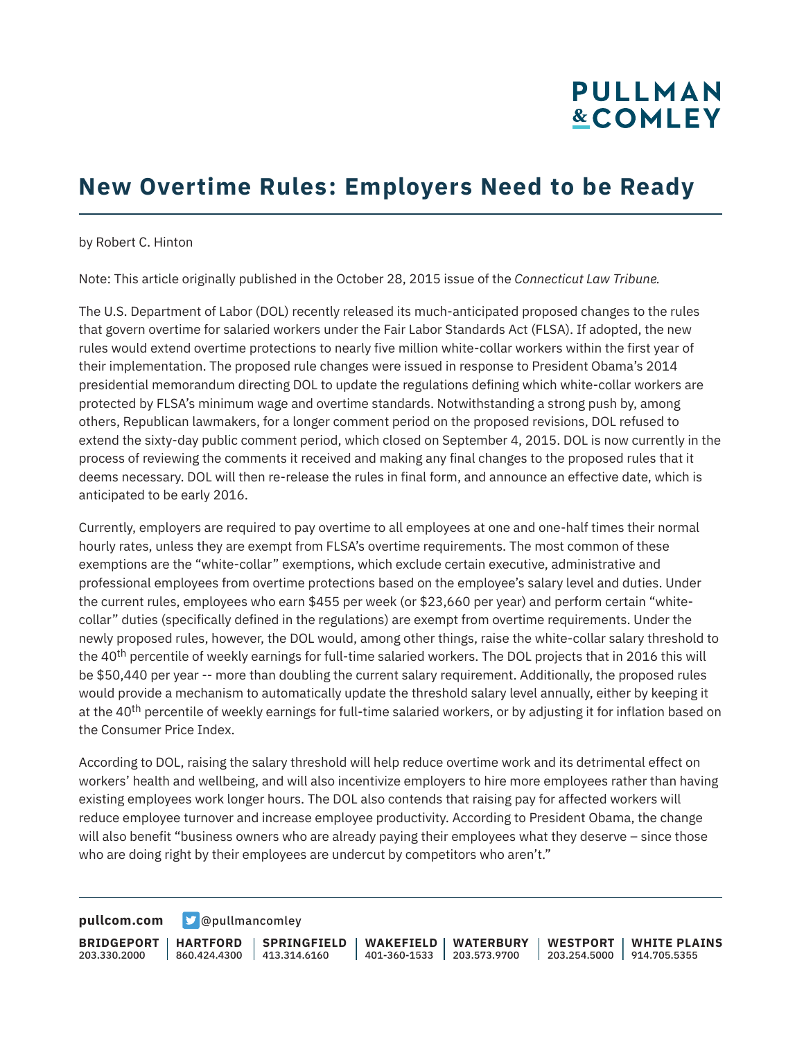# New Overtime Rules: Employers Need to be Ready

by Robert C. Hinton

Note: This article originally published in the October 28, 2015 issue of the *Connecticut Law Tribune.*

The U.S. Department of Labor (DOL) recently released its much-anticipated proposed changes to the rules that govern overtime for salaried workers under the Fair Labor Standards Act (FLSA). If adopted, the new rules would extend overtime protections to nearly five million white-collar workers within the first year of their implementation. The proposed rule changes were issued in response to President Obama's 2014 presidential memorandum directing DOL to update the regulations defining which white-collar workers are protected by FLSA's minimum wage and overtime standards. Notwithstanding a strong push by, among others, Republican lawmakers, for a longer comment period on the proposed revisions, DOL refused to extend the sixty-day public comment period, which closed on September 4, 2015. DOL is now currently in the process of reviewing the comments it received and making any final changes to the proposed rules that it deems necessary. DOL will then re-release the rules in final form, and announce an effective date, which is anticipated to be early 2016.

Currently, employers are required to pay overtime to all employees at one and one-half times their normal hourly rates, unless they are exempt from FLSA's overtime requirements. The most common of these exemptions are the "white-collar" exemptions, which exclude certain executive, administrative and professional employees from overtime protections based on the employee's salary level and duties. Under the current rules, employees who earn $455 per week (or $23,660 per year) and perform certain "white-collar" duties (specifically defined in the regulations) are exempt from overtime requirements. Under the newly proposed rules, however, the DOL would, among other things, raise the white-collar salary threshold to the 40th percentile of weekly earnings for full-time salaried workers. The DOL projects that in 2016 this will be $50,440 per year -- more than doubling the current salary requirement. Additionally, the proposed rules would provide a mechanism to automatically update the threshold salary level annually, either by keeping it at the 40th percentile of weekly earnings for full-time salaried workers, or by adjusting it for inflation based on the Consumer Price Index.

According to DOL, raising the salary threshold will help reduce overtime work and its detrimental effect on workers' health and wellbeing, and will also incentivize employers to hire more employees rather than having existing employees work longer hours. The DOL also contends that raising pay for affected workers will reduce employee turnover and increase employee productivity. According to President Obama, the change will also benefit "business owners who are already paying their employees what they deserve – since those who are doing right by their employees are undercut by competitors who aren't."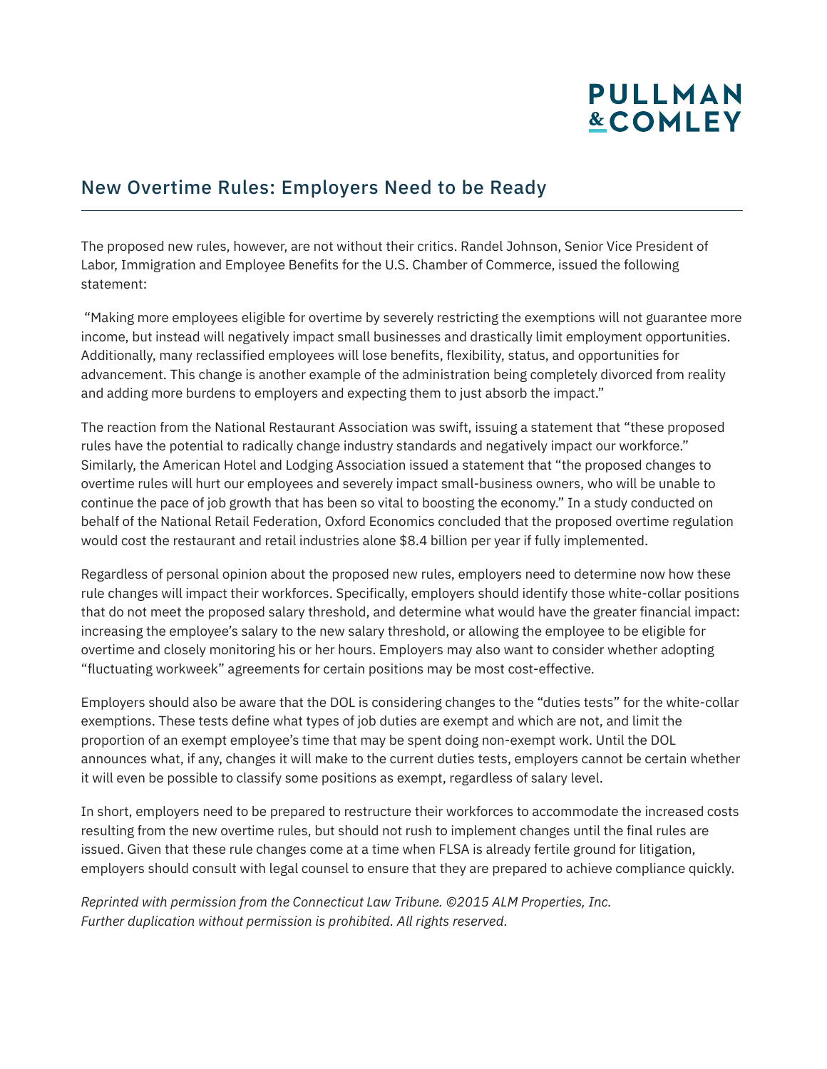The proposed new rules, however, are not without their critics. Randel Johnson, Senior Vice President of Labor, Immigration and Employee Benefits for the U.S. Chamber of Commerce, issued the following statement:

"Making more employees eligible for overtime by severely restricting the exemptions will not guarantee more income, but instead will negatively impact small businesses and drastically limit employment opportunities. Additionally, many reclassified employees will lose benefits, flexibility, status, and opportunities for advancement. This change is another example of the administration being completely divorced from reality and adding more burdens to employers and expecting them to just absorb the impact."

The reaction from the National Restaurant Association was swift, issuing a statement that "these proposed rules have the potential to radically change industry standards and negatively impact our workforce." Similarly, the American Hotel and Lodging Association issued a statement that "the proposed changes to overtime rules will hurt our employees and severely impact small-business owners, who will be unable to continue the pace of job growth that has been so vital to boosting the economy." In a study conducted on behalf of the National Retail Federation, Oxford Economics concluded that the proposed overtime regulation would cost the restaurant and retail industries alone $8.4 billion per year if fully implemented.

Regardless of personal opinion about the proposed new rules, employers need to determine now how these rule changes will impact their workforces. Specifically, employers should identify those white-collar positions that do not meet the proposed salary threshold, and determine what would have the greater financial impact: increasing the employee's salary to the new salary threshold, or allowing the employee to be eligible for overtime and closely monitoring his or her hours. Employers may also want to consider whether adopting "fluctuating workweek" agreements for certain positions may be most cost-effective.

Employers should also be aware that the DOL is considering changes to the "duties tests" for the white-collar exemptions. These tests define what types of job duties are exempt and which are not, and limit the proportion of an exempt employee's time that may be spent doing non-exempt work. Until the DOL announces what, if any, changes it will make to the current duties tests, employers cannot be certain whether it will even be possible to classify some positions as exempt, regardless of salary level.

In short, employers need to be prepared to restructure their workforces to accommodate the increased costs resulting from the new overtime rules, but should not rush to implement changes until the final rules are issued. Given that these rule changes come at a time when FLSA is already fertile ground for litigation, employers should consult with legal counsel to ensure that they are prepared to achieve compliance quickly.

*Reprinted with permission from the Connecticut Law Tribune. ©2015 ALM Properties, Inc. Further duplication without permission is prohibited. All rights reserved.*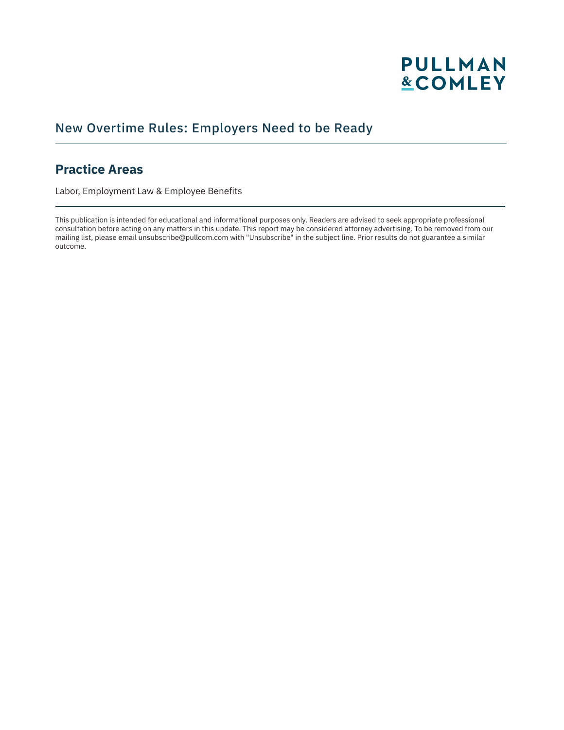New Overtime Rules: Employers Need to be Ready

## Practice Areas

Labor, Employment Law & Employee Benefits

This publication is intended for educational and informational purposes only. Readers are advised to seek appropriate professional consultation before acting on any matters in this update. This report may be considered attorney advertising. To be removed from our mailing list, please email unsubscribe@pullcom.com with "Unsubscribe" in the subject line. Prior results do not guarantee a similar outcome.